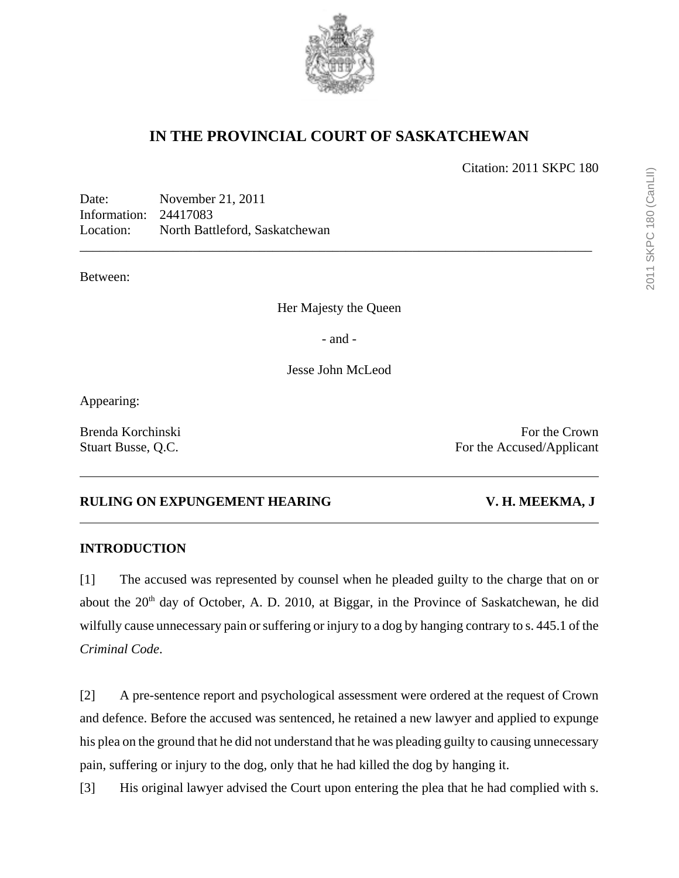# IN THE PROVINCIAL COURT OF SASKATCHEWAN

Citation: 2011 SKPC 180

Date: November 21, 2011
Information: 24417083
Location: North Battleford, Saskatchewan

---

Between:

Her Majesty the Queen

- and -

Jesse John McLeod

Appearing:

Brenda Korchinski — For the Crown
Stuart Busse, Q.C. — For the Accused/Applicant

---

**RULING ON EXPUNGEMENT HEARING** — **V. H. MEEKMA, J**

---

## INTRODUCTION

[1] The accused was represented by counsel when he pleaded guilty to the charge that on or about the 20th day of October, A. D. 2010, at Biggar, in the Province of Saskatchewan, he did wilfully cause unnecessary pain or suffering or injury to a dog by hanging contrary to s. 445.1 of the *Criminal Code*.

[2] A pre-sentence report and psychological assessment were ordered at the request of Crown and defence. Before the accused was sentenced, he retained a new lawyer and applied to expunge his plea on the ground that he did not understand that he was pleading guilty to causing unnecessary pain, suffering or injury to the dog, only that he had killed the dog by hanging it.

[3] His original lawyer advised the Court upon entering the plea that he had complied with s.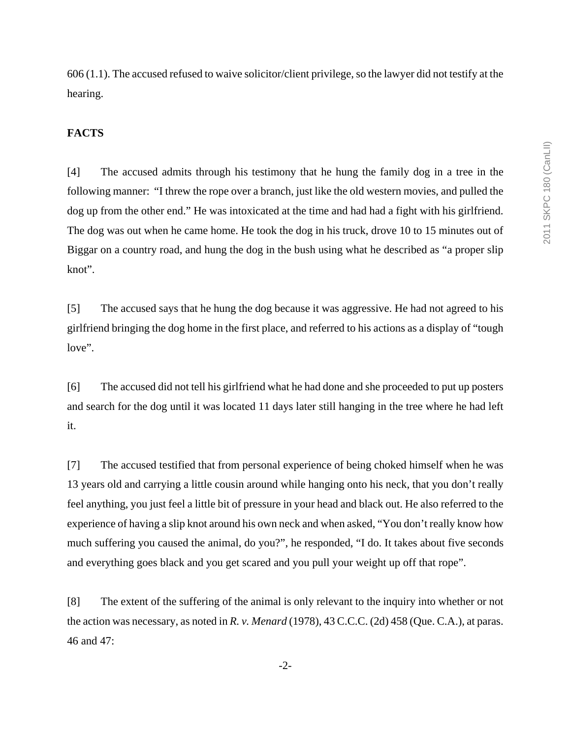606 (1.1). The accused refused to waive solicitor/client privilege, so the lawyer did not testify at the hearing.

**FACTS**

[4] The accused admits through his testimony that he hung the family dog in a tree in the following manner: "I threw the rope over a branch, just like the old western movies, and pulled the dog up from the other end." He was intoxicated at the time and had had a fight with his girlfriend. The dog was out when he came home. He took the dog in his truck, drove 10 to 15 minutes out of Biggar on a country road, and hung the dog in the bush using what he described as "a proper slip knot".

[5] The accused says that he hung the dog because it was aggressive. He had not agreed to his girlfriend bringing the dog home in the first place, and referred to his actions as a display of "tough love".

[6] The accused did not tell his girlfriend what he had done and she proceeded to put up posters and search for the dog until it was located 11 days later still hanging in the tree where he had left it.

[7] The accused testified that from personal experience of being choked himself when he was 13 years old and carrying a little cousin around while hanging onto his neck, that you don't really feel anything, you just feel a little bit of pressure in your head and black out. He also referred to the experience of having a slip knot around his own neck and when asked, "You don't really know how much suffering you caused the animal, do you?", he responded, "I do. It takes about five seconds and everything goes black and you get scared and you pull your weight up off that rope".

[8] The extent of the suffering of the animal is only relevant to the inquiry into whether or not the action was necessary, as noted in *R. v. Menard* (1978), 43 C.C.C. (2d) 458 (Que. C.A.), at paras. 46 and 47: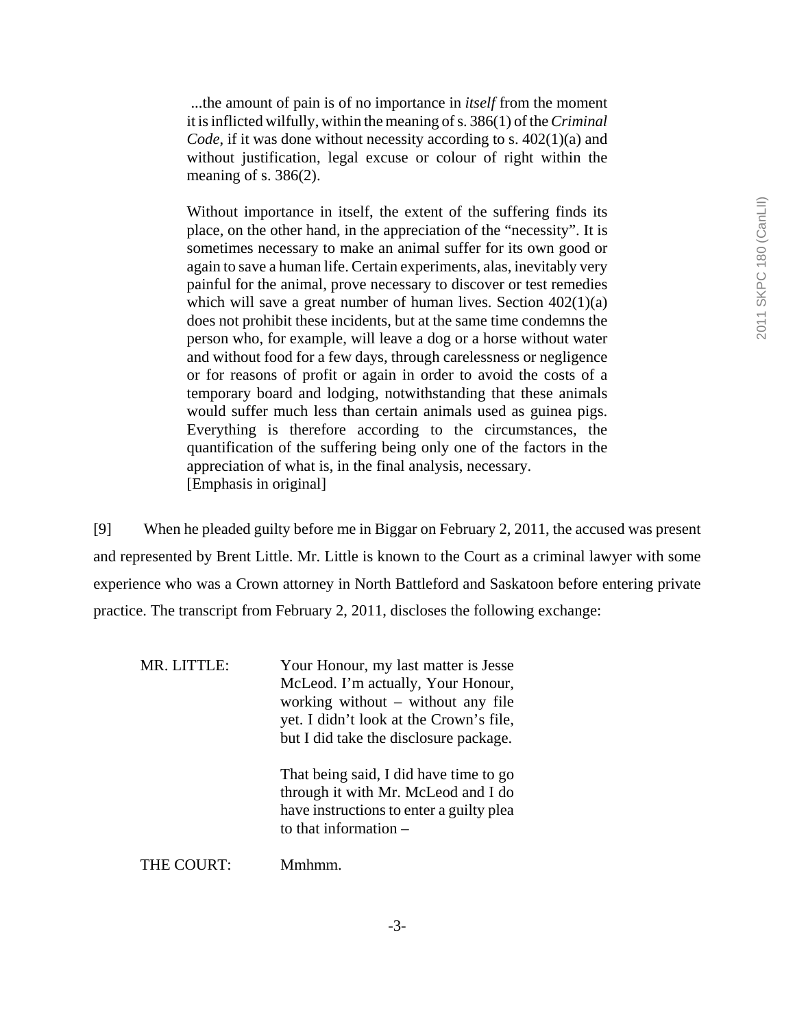> ...the amount of pain is of no importance in *itself* from the moment it is inflicted wilfully, within the meaning of s. 386(1) of the *Criminal Code*, if it was done without necessity according to s. 402(1)(a) and without justification, legal excuse or colour of right within the meaning of s. 386(2).
>
> Without importance in itself, the extent of the suffering finds its place, on the other hand, in the appreciation of the "necessity". It is sometimes necessary to make an animal suffer for its own good or again to save a human life. Certain experiments, alas, inevitably very painful for the animal, prove necessary to discover or test remedies which will save a great number of human lives. Section 402(1)(a) does not prohibit these incidents, but at the same time condemns the person who, for example, will leave a dog or a horse without water and without food for a few days, through carelessness or negligence or for reasons of profit or again in order to avoid the costs of a temporary board and lodging, notwithstanding that these animals would suffer much less than certain animals used as guinea pigs. Everything is therefore according to the circumstances, the quantification of the suffering being only one of the factors in the appreciation of what is, in the final analysis, necessary.
> [Emphasis in original]

[9] When he pleaded guilty before me in Biggar on February 2, 2011, the accused was present and represented by Brent Little. Mr. Little is known to the Court as a criminal lawyer with some experience who was a Crown attorney in North Battleford and Saskatoon before entering private practice. The transcript from February 2, 2011, discloses the following exchange:

MR. LITTLE: Your Honour, my last matter is Jesse McLeod. I'm actually, Your Honour, working without – without any file yet. I didn't look at the Crown's file, but I did take the disclosure package.

That being said, I did have time to go through it with Mr. McLeod and I do have instructions to enter a guilty plea to that information –

THE COURT: Mmhmm.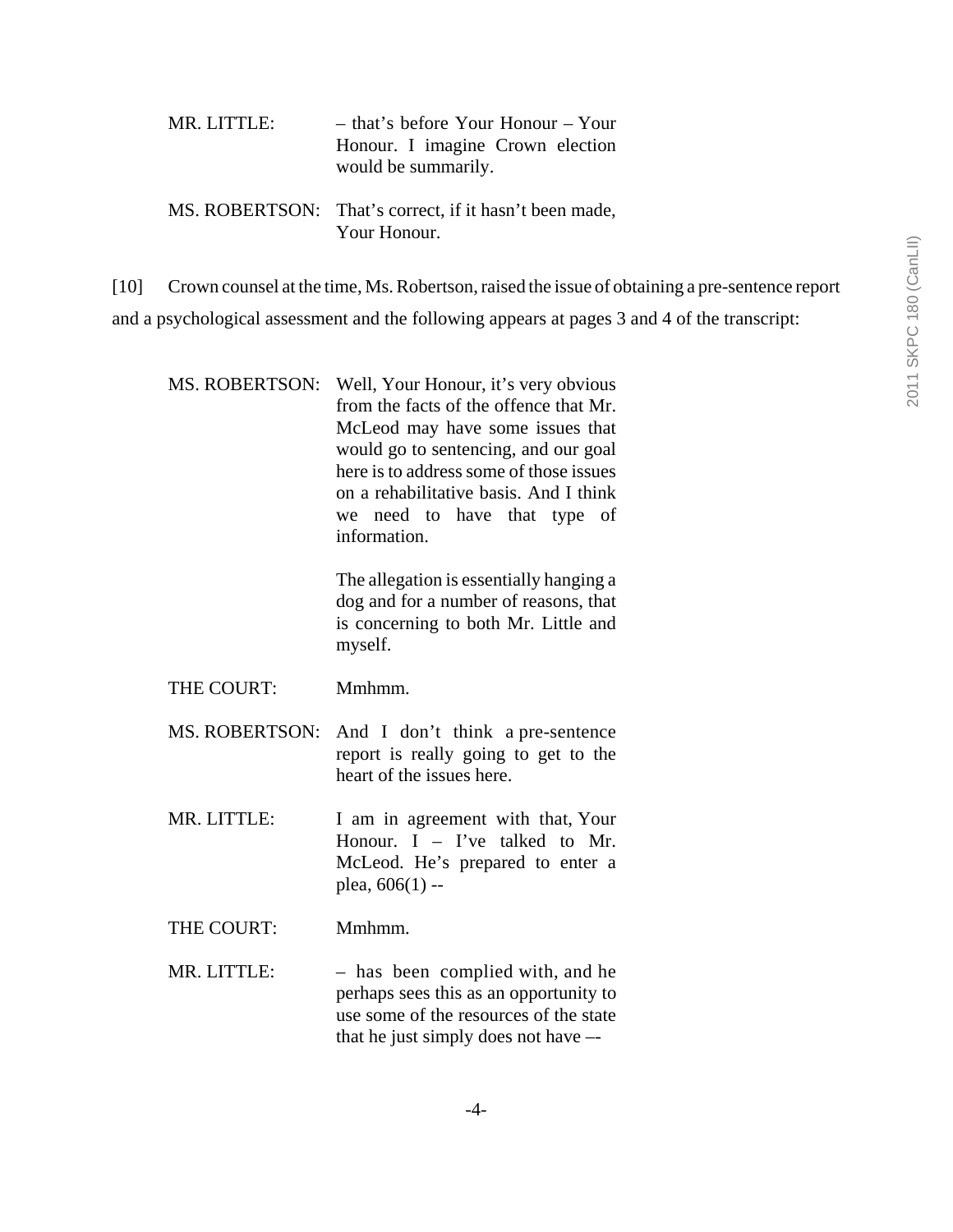MR. LITTLE: – that's before Your Honour – Your Honour. I imagine Crown election would be summarily.

MS. ROBERTSON: That's correct, if it hasn't been made, Your Honour.

[10] Crown counsel at the time, Ms. Robertson, raised the issue of obtaining a pre-sentence report and a psychological assessment and the following appears at pages 3 and 4 of the transcript:

MS. ROBERTSON: Well, Your Honour, it's very obvious from the facts of the offence that Mr. McLeod may have some issues that would go to sentencing, and our goal here is to address some of those issues on a rehabilitative basis. And I think we need to have that type of information.

The allegation is essentially hanging a dog and for a number of reasons, that is concerning to both Mr. Little and myself.

THE COURT: Mmhmm.

MS. ROBERTSON: And I don't think a pre-sentence report is really going to get to the heart of the issues here.

MR. LITTLE: I am in agreement with that, Your Honour. I – I've talked to Mr. McLeod. He's prepared to enter a plea, 606(1) --

THE COURT: Mmhmm.

MR. LITTLE: – has been complied with, and he perhaps sees this as an opportunity to use some of the resources of the state that he just simply does not have –-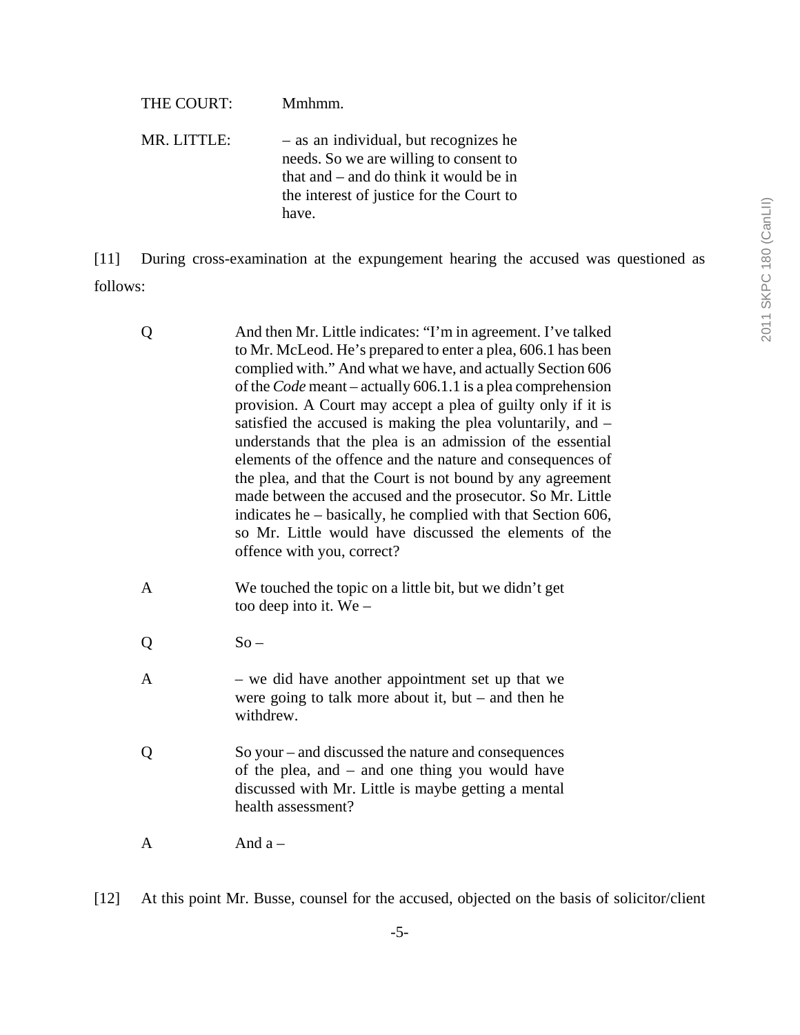THE COURT: Mmhmm.

MR. LITTLE: – as an individual, but recognizes he needs. So we are willing to consent to that and – and do think it would be in the interest of justice for the Court to have.

[11] During cross-examination at the expungement hearing the accused was questioned as follows:

Q And then Mr. Little indicates: "I'm in agreement. I've talked to Mr. McLeod. He's prepared to enter a plea, 606.1 has been complied with." And what we have, and actually Section 606 of the *Code* meant – actually 606.1.1 is a plea comprehension provision. A Court may accept a plea of guilty only if it is satisfied the accused is making the plea voluntarily, and – understands that the plea is an admission of the essential elements of the offence and the nature and consequences of the plea, and that the Court is not bound by any agreement made between the accused and the prosecutor. So Mr. Little indicates he – basically, he complied with that Section 606, so Mr. Little would have discussed the elements of the offence with you, correct?

A We touched the topic on a little bit, but we didn't get too deep into it. We –

Q So –

A – we did have another appointment set up that we were going to talk more about it, but – and then he withdrew.

Q So your – and discussed the nature and consequences of the plea, and – and one thing you would have discussed with Mr. Little is maybe getting a mental health assessment?

A And a –

[12] At this point Mr. Busse, counsel for the accused, objected on the basis of solicitor/client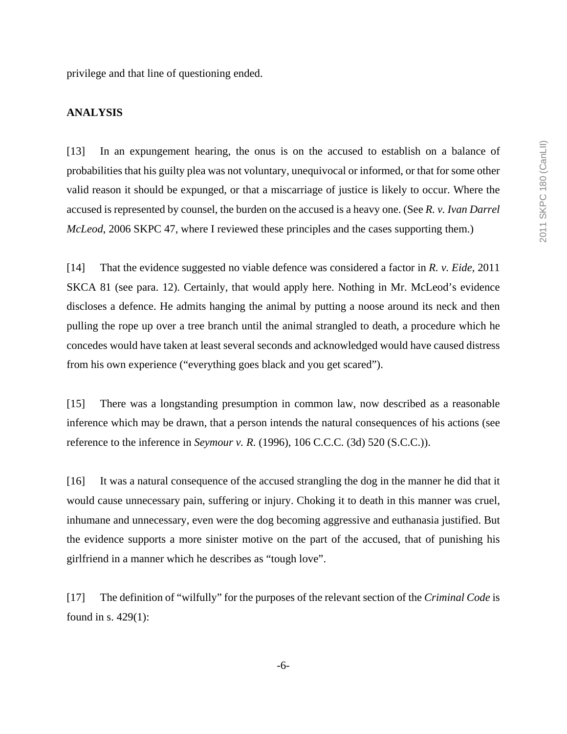privilege and that line of questioning ended.

**ANALYSIS**

[13] In an expungement hearing, the onus is on the accused to establish on a balance of probabilities that his guilty plea was not voluntary, unequivocal or informed, or that for some other valid reason it should be expunged, or that a miscarriage of justice is likely to occur. Where the accused is represented by counsel, the burden on the accused is a heavy one. (See *R. v. Ivan Darrel McLeod*, 2006 SKPC 47, where I reviewed these principles and the cases supporting them.)

[14] That the evidence suggested no viable defence was considered a factor in *R. v. Eide*, 2011 SKCA 81 (see para. 12). Certainly, that would apply here. Nothing in Mr. McLeod's evidence discloses a defence. He admits hanging the animal by putting a noose around its neck and then pulling the rope up over a tree branch until the animal strangled to death, a procedure which he concedes would have taken at least several seconds and acknowledged would have caused distress from his own experience ("everything goes black and you get scared").

[15] There was a longstanding presumption in common law, now described as a reasonable inference which may be drawn, that a person intends the natural consequences of his actions (see reference to the inference in *Seymour v. R.* (1996), 106 C.C.C. (3d) 520 (S.C.C.)).

[16] It was a natural consequence of the accused strangling the dog in the manner he did that it would cause unnecessary pain, suffering or injury. Choking it to death in this manner was cruel, inhumane and unnecessary, even were the dog becoming aggressive and euthanasia justified. But the evidence supports a more sinister motive on the part of the accused, that of punishing his girlfriend in a manner which he describes as "tough love".

[17] The definition of "wilfully" for the purposes of the relevant section of the *Criminal Code* is found in s. 429(1):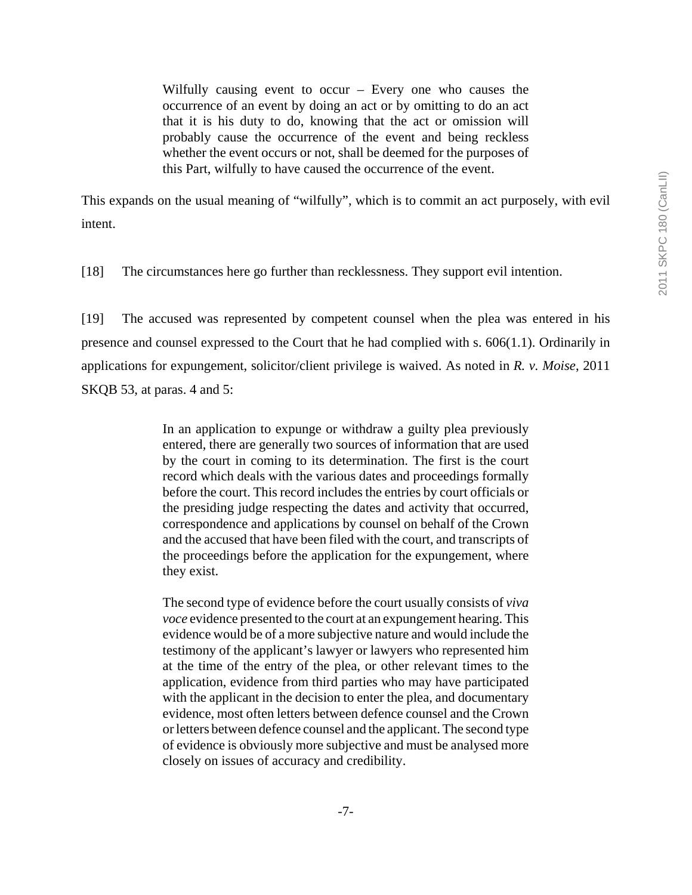> Wilfully causing event to occur – Every one who causes the occurrence of an event by doing an act or by omitting to do an act that it is his duty to do, knowing that the act or omission will probably cause the occurrence of the event and being reckless whether the event occurs or not, shall be deemed for the purposes of this Part, wilfully to have caused the occurrence of the event.

This expands on the usual meaning of "wilfully", which is to commit an act purposely, with evil intent.

[18] The circumstances here go further than recklessness. They support evil intention.

[19] The accused was represented by competent counsel when the plea was entered in his presence and counsel expressed to the Court that he had complied with s. 606(1.1). Ordinarily in applications for expungement, solicitor/client privilege is waived. As noted in *R. v. Moise*, 2011 SKQB 53, at paras. 4 and 5:

> In an application to expunge or withdraw a guilty plea previously entered, there are generally two sources of information that are used by the court in coming to its determination. The first is the court record which deals with the various dates and proceedings formally before the court. This record includes the entries by court officials or the presiding judge respecting the dates and activity that occurred, correspondence and applications by counsel on behalf of the Crown and the accused that have been filed with the court, and transcripts of the proceedings before the application for the expungement, where they exist.
>
> The second type of evidence before the court usually consists of *viva voce* evidence presented to the court at an expungement hearing. This evidence would be of a more subjective nature and would include the testimony of the applicant's lawyer or lawyers who represented him at the time of the entry of the plea, or other relevant times to the application, evidence from third parties who may have participated with the applicant in the decision to enter the plea, and documentary evidence, most often letters between defence counsel and the Crown or letters between defence counsel and the applicant. The second type of evidence is obviously more subjective and must be analysed more closely on issues of accuracy and credibility.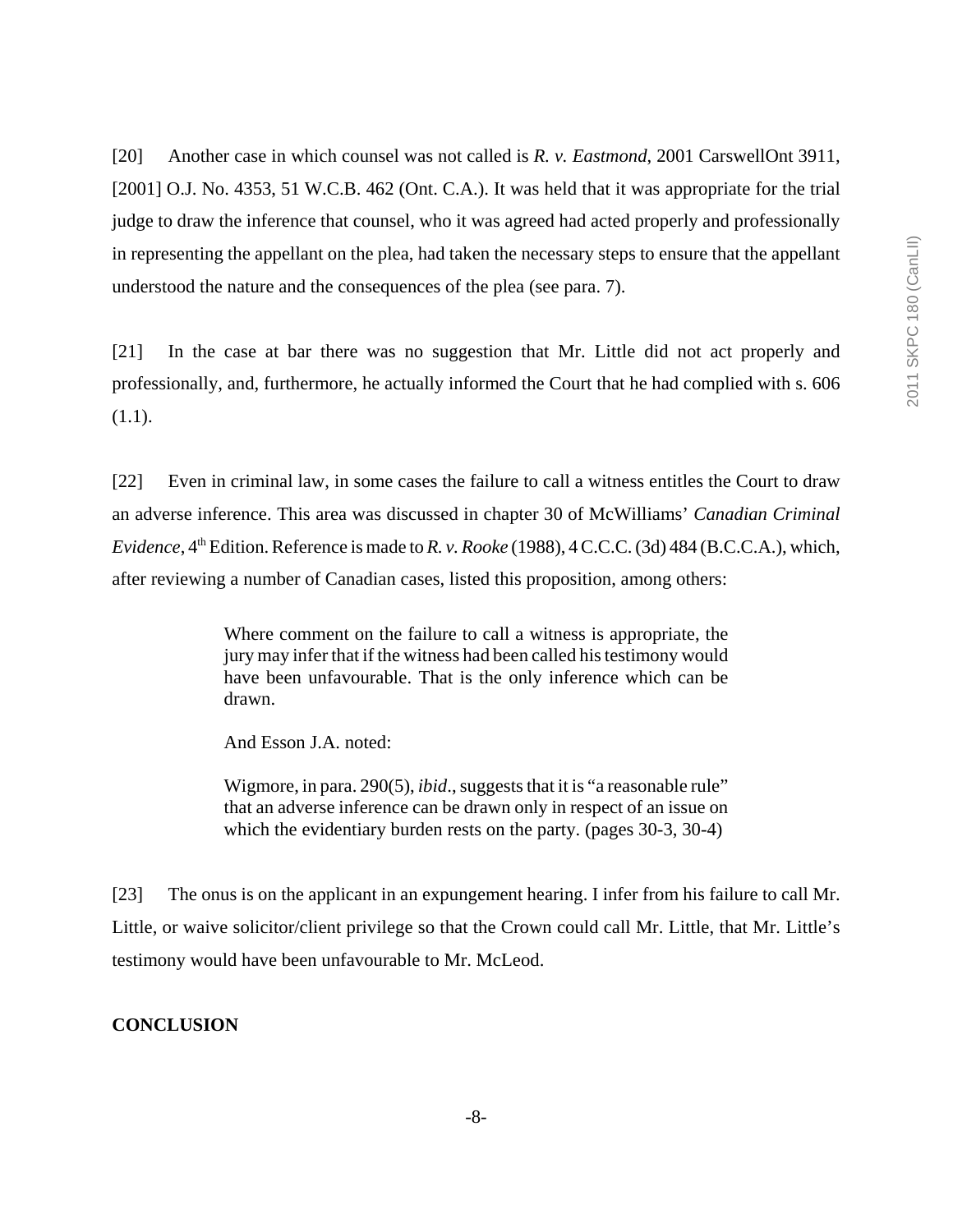[20] Another case in which counsel was not called is *R. v. Eastmond*, 2001 CarswellOnt 3911, [2001] O.J. No. 4353, 51 W.C.B. 462 (Ont. C.A.). It was held that it was appropriate for the trial judge to draw the inference that counsel, who it was agreed had acted properly and professionally in representing the appellant on the plea, had taken the necessary steps to ensure that the appellant understood the nature and the consequences of the plea (see para. 7).

[21] In the case at bar there was no suggestion that Mr. Little did not act properly and professionally, and, furthermore, he actually informed the Court that he had complied with s. 606 (1.1).

[22] Even in criminal law, in some cases the failure to call a witness entitles the Court to draw an adverse inference. This area was discussed in chapter 30 of McWilliams' *Canadian Criminal Evidence*, 4th Edition. Reference is made to *R. v. Rooke* (1988), 4 C.C.C. (3d) 484 (B.C.C.A.), which, after reviewing a number of Canadian cases, listed this proposition, among others:

> Where comment on the failure to call a witness is appropriate, the jury may infer that if the witness had been called his testimony would have been unfavourable. That is the only inference which can be drawn.
>
> And Esson J.A. noted:
>
> Wigmore, in para. 290(5), *ibid*., suggests that it is "a reasonable rule" that an adverse inference can be drawn only in respect of an issue on which the evidentiary burden rests on the party. (pages 30-3, 30-4)

[23] The onus is on the applicant in an expungement hearing. I infer from his failure to call Mr. Little, or waive solicitor/client privilege so that the Crown could call Mr. Little, that Mr. Little's testimony would have been unfavourable to Mr. McLeod.

**CONCLUSION**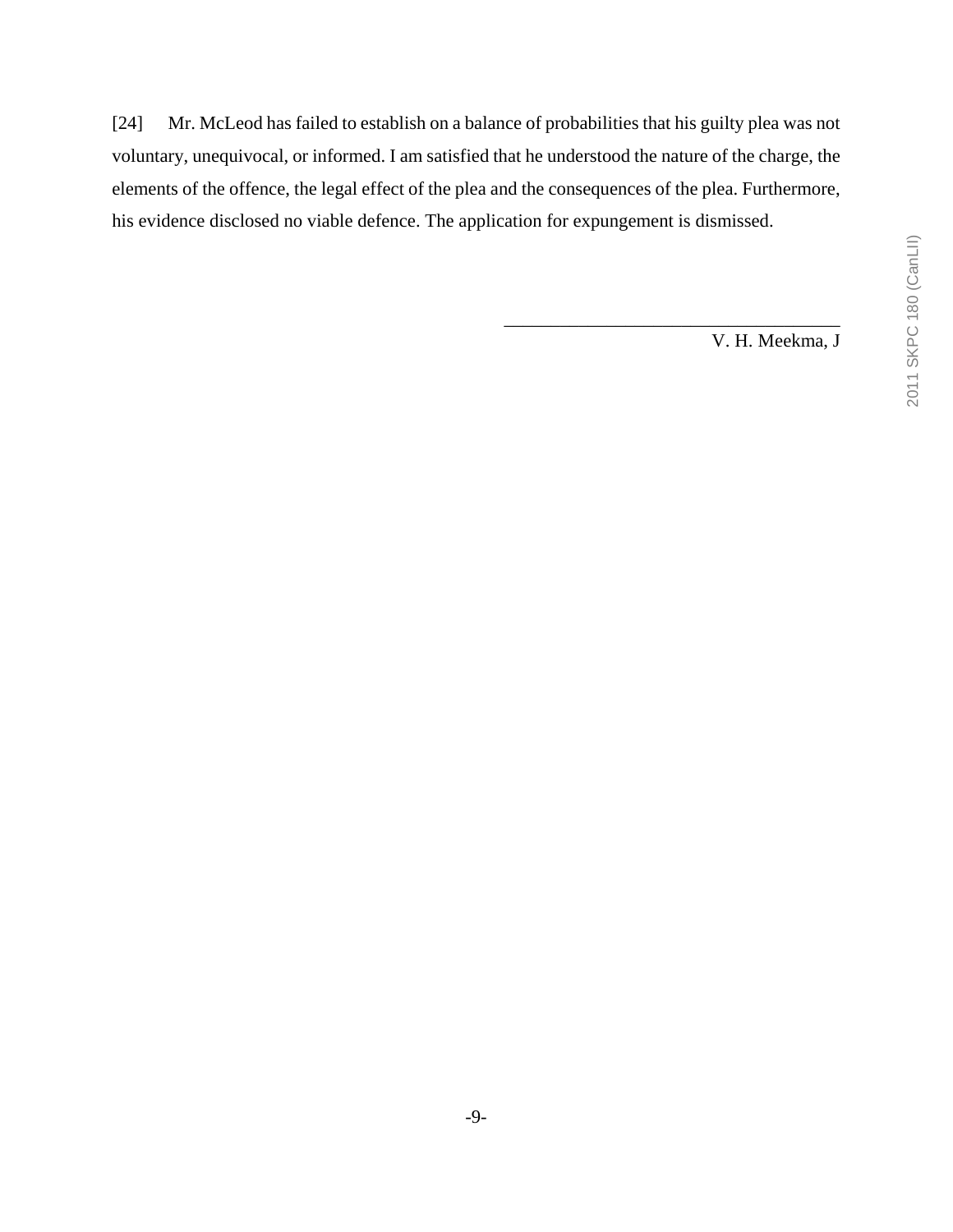[24] Mr. McLeod has failed to establish on a balance of probabilities that his guilty plea was not voluntary, unequivocal, or informed. I am satisfied that he understood the nature of the charge, the elements of the offence, the legal effect of the plea and the consequences of the plea. Furthermore, his evidence disclosed no viable defence. The application for expungement is dismissed.

\_\_\_\_\_\_\_\_\_\_\_\_\_\_\_\_\_\_\_\_\_\_\_\_\_\_\_\_\_\_\_\_\_\_\_\_

V. H. Meekma, J